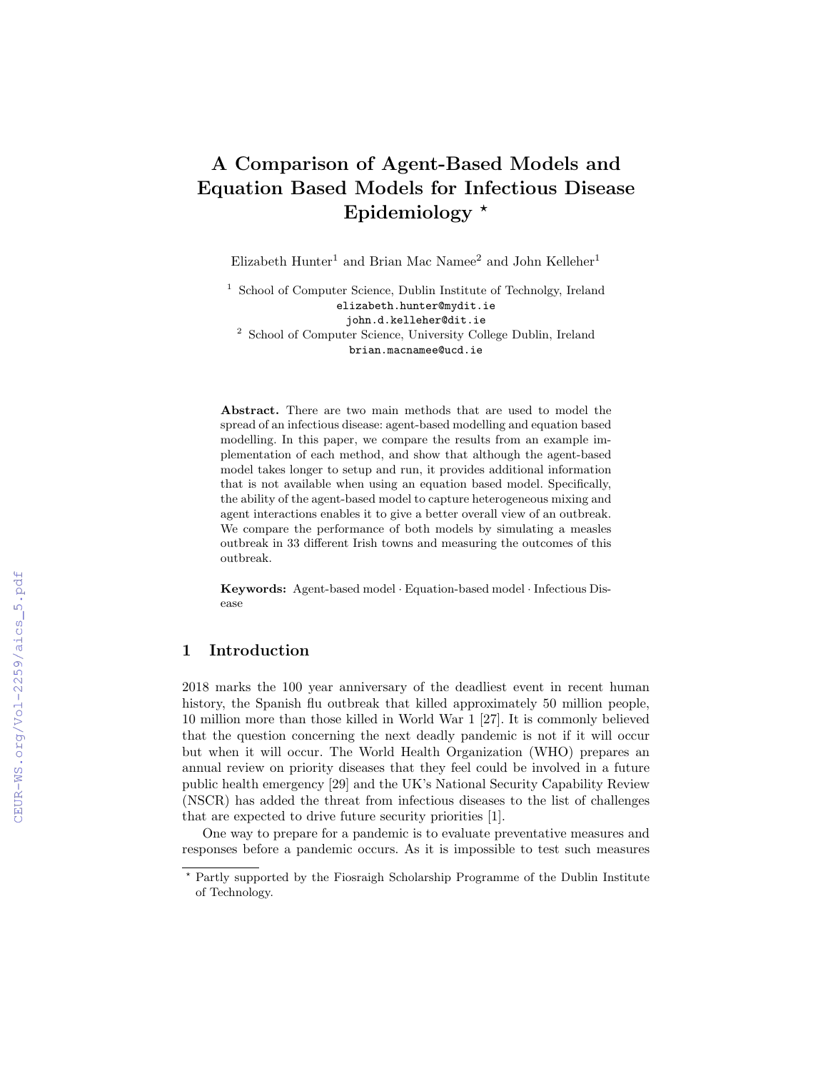# A Comparison of Agent-Based Models and Equation Based Models for Infectious Disease Epidemiology *

Elizabeth Hunter[1] and Brian Mac Namee[2] and John Kelleher[1]

[1] School of Computer Science, Dublin Institute of Technolgy, Ireland
elizabeth.hunter@mydit.ie
john.d.kelleher@dit.ie

[2] School of Computer Science, University College Dublin, Ireland
brian.macnamee@ucd.ie

**Abstract.** There are two main methods that are used to model the spread of an infectious disease: agent-based modelling and equation based modelling. In this paper, we compare the results from an example implementation of each method, and show that although the agent-based model takes longer to setup and run, it provides additional information that is not available when using an equation based model. Specifically, the ability of the agent-based model to capture heterogeneous mixing and agent interactions enables it to give a better overall view of an outbreak. We compare the performance of both models by simulating a measles outbreak in 33 different Irish towns and measuring the outcomes of this outbreak.

**Keywords:** Agent-based model · Equation-based model · Infectious Disease

## 1 Introduction

2018 marks the 100 year anniversary of the deadliest event in recent human history, the Spanish flu outbreak that killed approximately 50 million people, 10 million more than those killed in World War 1 [27]. It is commonly believed that the question concerning the next deadly pandemic is not if it will occur but when it will occur. The World Health Organization (WHO) prepares an annual review on priority diseases that they feel could be involved in a future public health emergency [29] and the UK's National Security Capability Review (NSCR) has added the threat from infectious diseases to the list of challenges that are expected to drive future security priorities [1].

One way to prepare for a pandemic is to evaluate preventative measures and responses before a pandemic occurs. As it is impossible to test such measures

* Partly supported by the Fiosraigh Scholarship Programme of the Dublin Institute of Technology.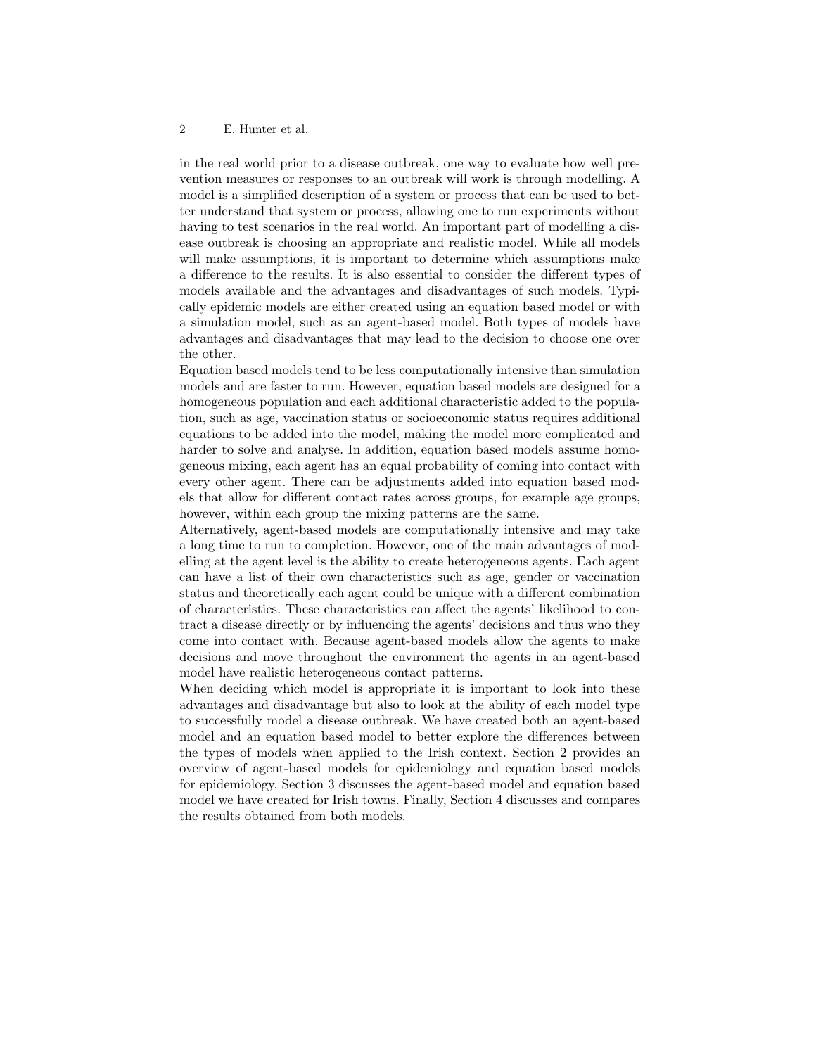in the real world prior to a disease outbreak, one way to evaluate how well prevention measures or responses to an outbreak will work is through modelling. A model is a simplified description of a system or process that can be used to better understand that system or process, allowing one to run experiments without having to test scenarios in the real world. An important part of modelling a disease outbreak is choosing an appropriate and realistic model. While all models will make assumptions, it is important to determine which assumptions make a difference to the results. It is also essential to consider the different types of models available and the advantages and disadvantages of such models. Typically epidemic models are either created using an equation based model or with a simulation model, such as an agent-based model. Both types of models have advantages and disadvantages that may lead to the decision to choose one over the other.

Equation based models tend to be less computationally intensive than simulation models and are faster to run. However, equation based models are designed for a homogeneous population and each additional characteristic added to the population, such as age, vaccination status or socioeconomic status requires additional equations to be added into the model, making the model more complicated and harder to solve and analyse. In addition, equation based models assume homogeneous mixing, each agent has an equal probability of coming into contact with every other agent. There can be adjustments added into equation based models that allow for different contact rates across groups, for example age groups, however, within each group the mixing patterns are the same.

Alternatively, agent-based models are computationally intensive and may take a long time to run to completion. However, one of the main advantages of modelling at the agent level is the ability to create heterogeneous agents. Each agent can have a list of their own characteristics such as age, gender or vaccination status and theoretically each agent could be unique with a different combination of characteristics. These characteristics can affect the agents' likelihood to contract a disease directly or by influencing the agents' decisions and thus who they come into contact with. Because agent-based models allow the agents to make decisions and move throughout the environment the agents in an agent-based model have realistic heterogeneous contact patterns.

When deciding which model is appropriate it is important to look into these advantages and disadvantage but also to look at the ability of each model type to successfully model a disease outbreak. We have created both an agent-based model and an equation based model to better explore the differences between the types of models when applied to the Irish context. Section 2 provides an overview of agent-based models for epidemiology and equation based models for epidemiology. Section 3 discusses the agent-based model and equation based model we have created for Irish towns. Finally, Section 4 discusses and compares the results obtained from both models.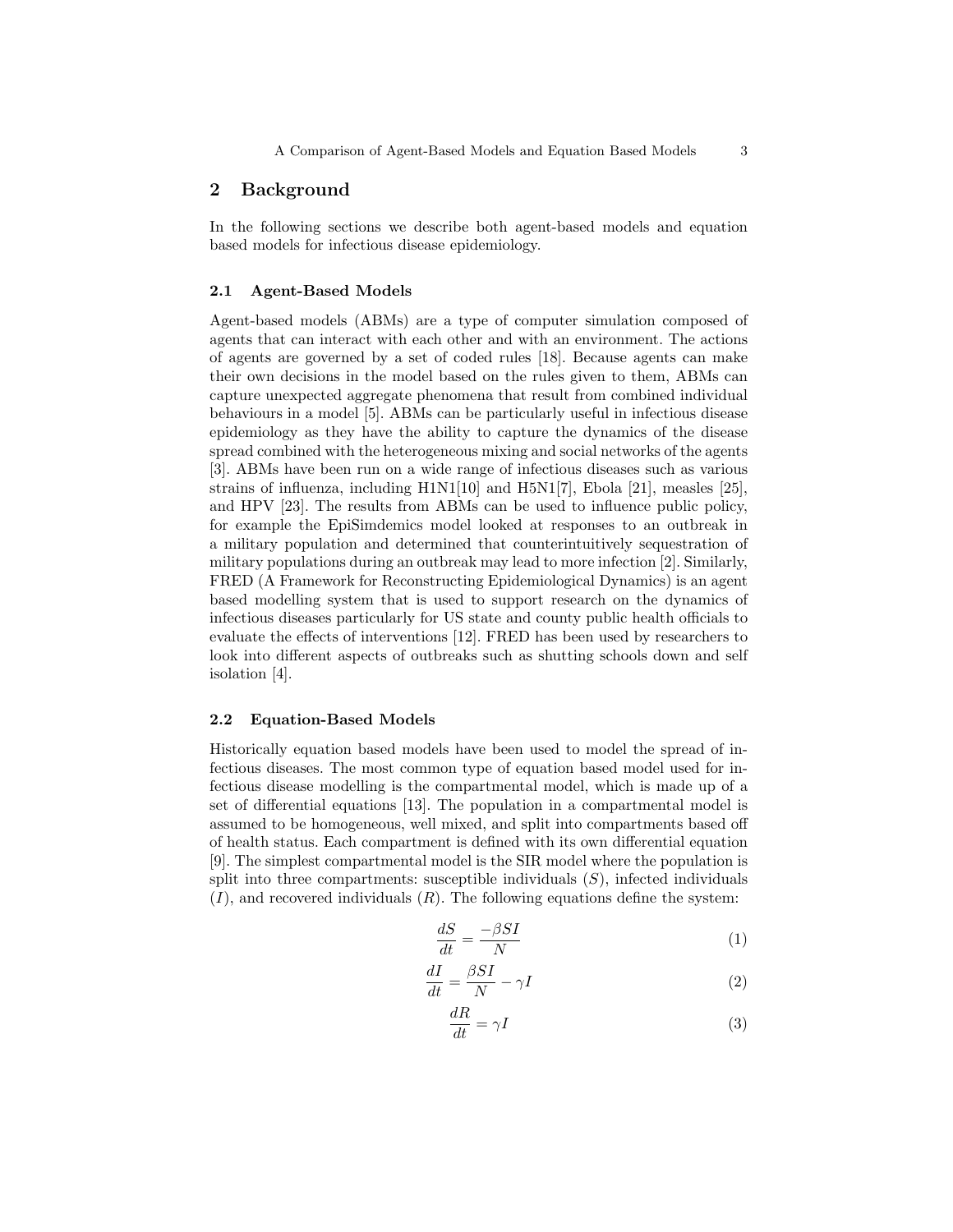## 2 Background

In the following sections we describe both agent-based models and equation based models for infectious disease epidemiology.

### 2.1 Agent-Based Models

Agent-based models (ABMs) are a type of computer simulation composed of agents that can interact with each other and with an environment. The actions of agents are governed by a set of coded rules [18]. Because agents can make their own decisions in the model based on the rules given to them, ABMs can capture unexpected aggregate phenomena that result from combined individual behaviours in a model [5]. ABMs can be particularly useful in infectious disease epidemiology as they have the ability to capture the dynamics of the disease spread combined with the heterogeneous mixing and social networks of the agents [3]. ABMs have been run on a wide range of infectious diseases such as various strains of influenza, including H1N1[10] and H5N1[7], Ebola [21], measles [25], and HPV [23]. The results from ABMs can be used to influence public policy, for example the EpiSimdemics model looked at responses to an outbreak in a military population and determined that counterintuitively sequestration of military populations during an outbreak may lead to more infection [2]. Similarly, FRED (A Framework for Reconstructing Epidemiological Dynamics) is an agent based modelling system that is used to support research on the dynamics of infectious diseases particularly for US state and county public health officials to evaluate the effects of interventions [12]. FRED has been used by researchers to look into different aspects of outbreaks such as shutting schools down and self isolation [4].

### 2.2 Equation-Based Models

Historically equation based models have been used to model the spread of infectious diseases. The most common type of equation based model used for infectious disease modelling is the compartmental model, which is made up of a set of differential equations [13]. The population in a compartmental model is assumed to be homogeneous, well mixed, and split into compartments based off of health status. Each compartment is defined with its own differential equation [9]. The simplest compartmental model is the SIR model where the population is split into three compartments: susceptible individuals ($S$), infected individuals ($I$), and recovered individuals ($R$). The following equations define the system:

$$\frac{dS}{dt} = \frac{-\beta SI}{N} \tag{1}$$

$$\frac{dI}{dt} = \frac{\beta SI}{N} - \gamma I \tag{2}$$

$$\frac{dR}{dt} = \gamma I \tag{3}$$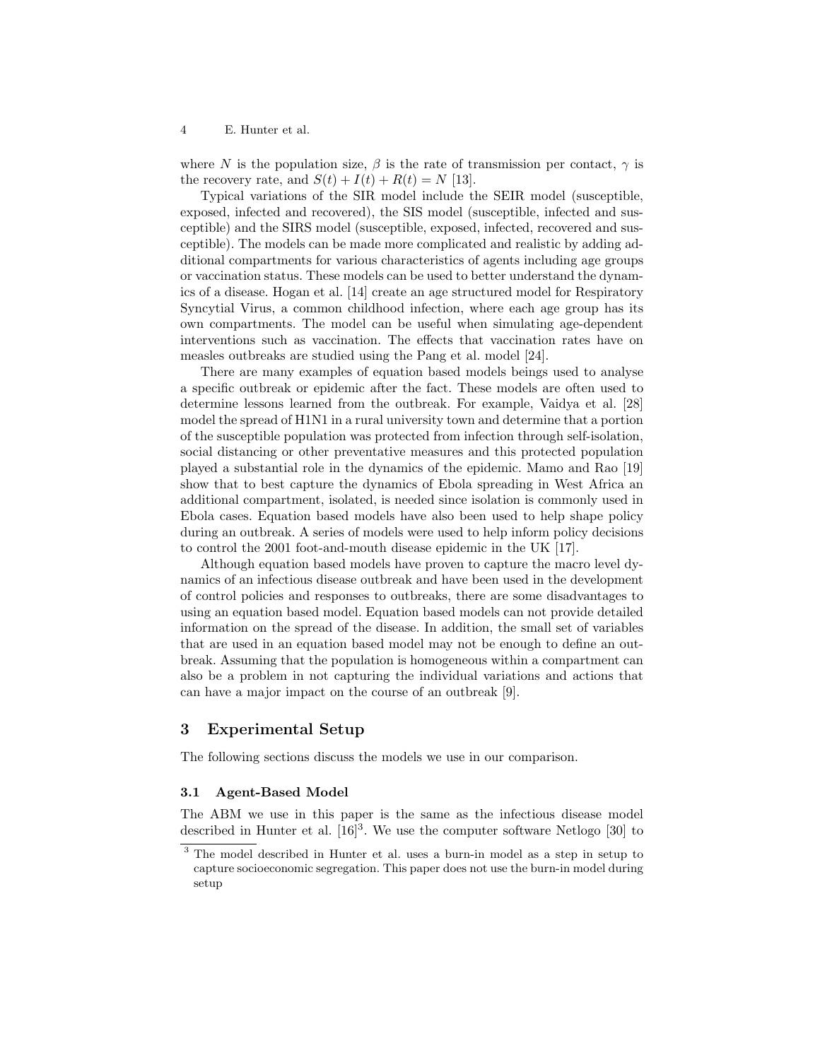where $N$ is the population size, $\beta$ is the rate of transmission per contact, $\gamma$ is the recovery rate, and $S(t) + I(t) + R(t) = N$ [13].

Typical variations of the SIR model include the SEIR model (susceptible, exposed, infected and recovered), the SIS model (susceptible, infected and susceptible) and the SIRS model (susceptible, exposed, infected, recovered and susceptible). The models can be made more complicated and realistic by adding additional compartments for various characteristics of agents including age groups or vaccination status. These models can be used to better understand the dynamics of a disease. Hogan et al. [14] create an age structured model for Respiratory Syncytial Virus, a common childhood infection, where each age group has its own compartments. The model can be useful when simulating age-dependent interventions such as vaccination. The effects that vaccination rates have on measles outbreaks are studied using the Pang et al. model [24].

There are many examples of equation based models beings used to analyse a specific outbreak or epidemic after the fact. These models are often used to determine lessons learned from the outbreak. For example, Vaidya et al. [28] model the spread of H1N1 in a rural university town and determine that a portion of the susceptible population was protected from infection through self-isolation, social distancing or other preventative measures and this protected population played a substantial role in the dynamics of the epidemic. Mamo and Rao [19] show that to best capture the dynamics of Ebola spreading in West Africa an additional compartment, isolated, is needed since isolation is commonly used in Ebola cases. Equation based models have also been used to help shape policy during an outbreak. A series of models were used to help inform policy decisions to control the 2001 foot-and-mouth disease epidemic in the UK [17].

Although equation based models have proven to capture the macro level dynamics of an infectious disease outbreak and have been used in the development of control policies and responses to outbreaks, there are some disadvantages to using an equation based model. Equation based models can not provide detailed information on the spread of the disease. In addition, the small set of variables that are used in an equation based model may not be enough to define an outbreak. Assuming that the population is homogeneous within a compartment can also be a problem in not capturing the individual variations and actions that can have a major impact on the course of an outbreak [9].

## 3 Experimental Setup

The following sections discuss the models we use in our comparison.

### 3.1 Agent-Based Model

The ABM we use in this paper is the same as the infectious disease model described in Hunter et al. [16][3]. We use the computer software Netlogo [30] to

[3] The model described in Hunter et al. uses a burn-in model as a step in setup to capture socioeconomic segregation. This paper does not use the burn-in model during setup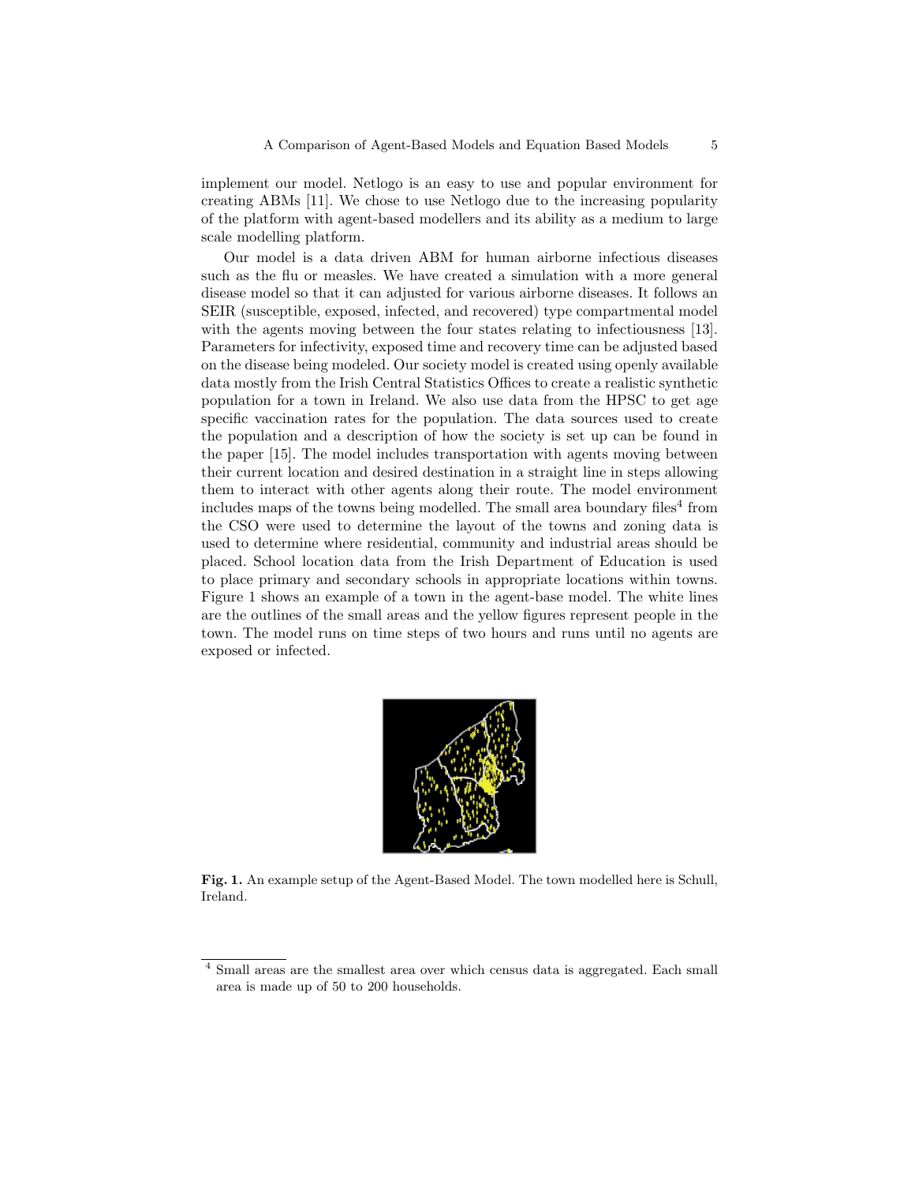implement our model. Netlogo is an easy to use and popular environment for creating ABMs [11]. We chose to use Netlogo due to the increasing popularity of the platform with agent-based modellers and its ability as a medium to large scale modelling platform.

Our model is a data driven ABM for human airborne infectious diseases such as the flu or measles. We have created a simulation with a more general disease model so that it can adjusted for various airborne diseases. It follows an SEIR (susceptible, exposed, infected, and recovered) type compartmental model with the agents moving between the four states relating to infectiousness [13]. Parameters for infectivity, exposed time and recovery time can be adjusted based on the disease being modeled. Our society model is created using openly available data mostly from the Irish Central Statistics Offices to create a realistic synthetic population for a town in Ireland. We also use data from the HPSC to get age specific vaccination rates for the population. The data sources used to create the population and a description of how the society is set up can be found in the paper [15]. The model includes transportation with agents moving between their current location and desired destination in a straight line in steps allowing them to interact with other agents along their route. The model environment includes maps of the towns being modelled. The small area boundary files[4] from the CSO were used to determine the layout of the towns and zoning data is used to determine where residential, community and industrial areas should be placed. School location data from the Irish Department of Education is used to place primary and secondary schools in appropriate locations within towns. Figure 1 shows an example of a town in the agent-base model. The white lines are the outlines of the small areas and the yellow figures represent people in the town. The model runs on time steps of two hours and runs until no agents are exposed or infected.

**Fig. 1.** An example setup of the Agent-Based Model. The town modelled here is Schull, Ireland.

[4] Small areas are the smallest area over which census data is aggregated. Each small area is made up of 50 to 200 households.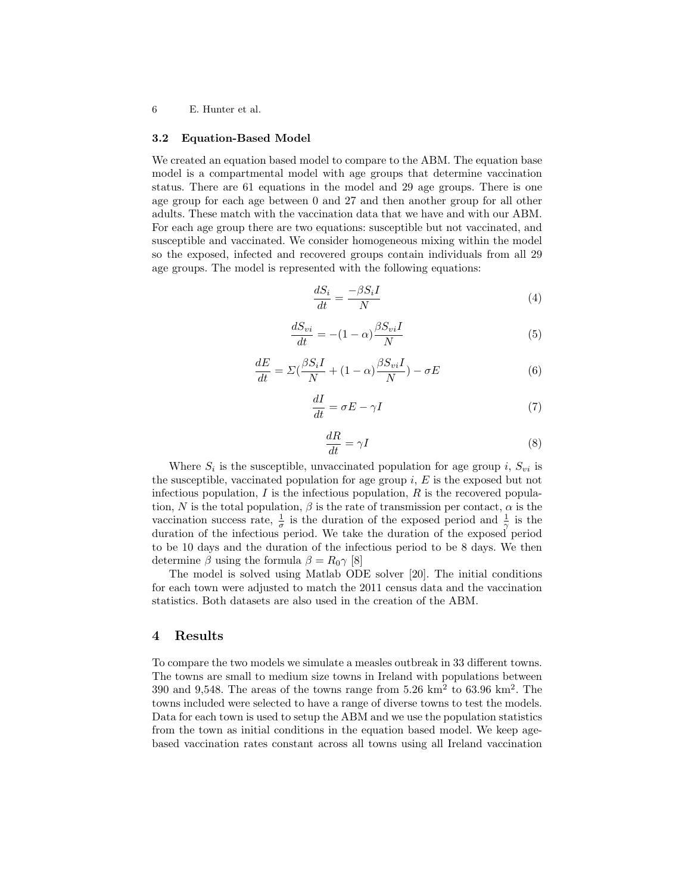### 3.2 Equation-Based Model

We created an equation based model to compare to the ABM. The equation base model is a compartmental model with age groups that determine vaccination status. There are 61 equations in the model and 29 age groups. There is one age group for each age between 0 and 27 and then another group for all other adults. These match with the vaccination data that we have and with our ABM. For each age group there are two equations: susceptible but not vaccinated, and susceptible and vaccinated. We consider homogeneous mixing within the model so the exposed, infected and recovered groups contain individuals from all 29 age groups. The model is represented with the following equations:

$$\frac{dS_i}{dt} = \frac{-\beta S_i I}{N} \tag{4}$$

$$\frac{dS_{vi}}{dt} = -(1-\alpha)\frac{\beta S_{vi} I}{N} \tag{5}$$

$$\frac{dE}{dt} = \Sigma\left(\frac{\beta S_i I}{N} + (1-\alpha)\frac{\beta S_{vi} I}{N}\right) - \sigma E \tag{6}$$

$$\frac{dI}{dt} = \sigma E - \gamma I \tag{7}$$

$$\frac{dR}{dt} = \gamma I \tag{8}$$

Where $S_i$ is the susceptible, unvaccinated population for age group $i$, $S_{vi}$ is the susceptible, vaccinated population for age group $i$, $E$ is the exposed but not infectious population, $I$ is the infectious population, $R$ is the recovered population, $N$ is the total population, $\beta$ is the rate of transmission per contact, $\alpha$ is the vaccination success rate, $\frac{1}{\sigma}$ is the duration of the exposed period and $\frac{1}{\gamma}$ is the duration of the infectious period. We take the duration of the exposed period to be 10 days and the duration of the infectious period to be 8 days. We then determine $\beta$ using the formula $\beta = R_0 \gamma$ [8]

The model is solved using Matlab ODE solver [20]. The initial conditions for each town were adjusted to match the 2011 census data and the vaccination statistics. Both datasets are also used in the creation of the ABM.

## 4 Results

To compare the two models we simulate a measles outbreak in 33 different towns. The towns are small to medium size towns in Ireland with populations between 390 and 9,548. The areas of the towns range from 5.26 km$^2$ to 63.96 km$^2$. The towns included were selected to have a range of diverse towns to test the models. Data for each town is used to setup the ABM and we use the population statistics from the town as initial conditions in the equation based model. We keep age-based vaccination rates constant across all towns using all Ireland vaccination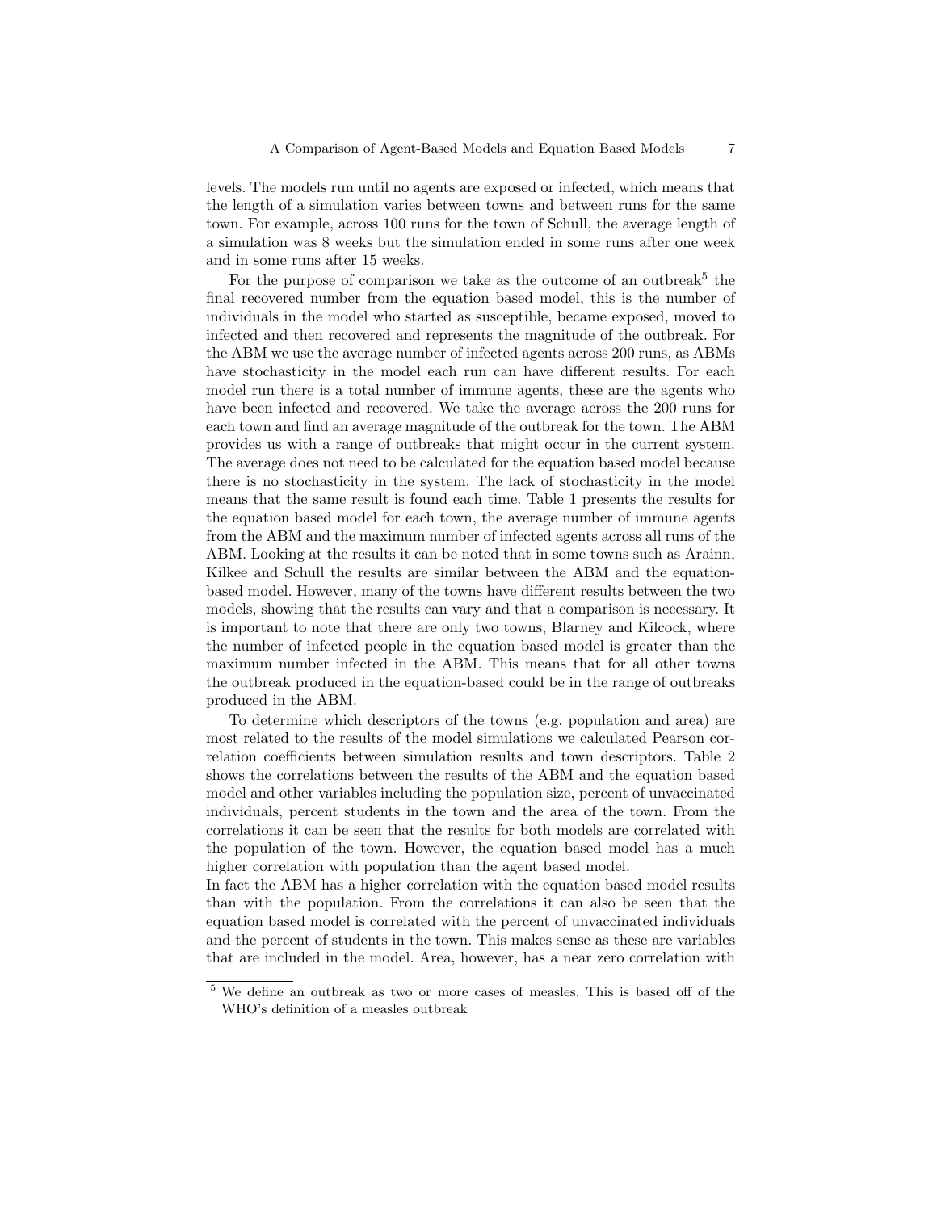levels. The models run until no agents are exposed or infected, which means that the length of a simulation varies between towns and between runs for the same town. For example, across 100 runs for the town of Schull, the average length of a simulation was 8 weeks but the simulation ended in some runs after one week and in some runs after 15 weeks.

For the purpose of comparison we take as the outcome of an outbreak[5] the final recovered number from the equation based model, this is the number of individuals in the model who started as susceptible, became exposed, moved to infected and then recovered and represents the magnitude of the outbreak. For the ABM we use the average number of infected agents across 200 runs, as ABMs have stochasticity in the model each run can have different results. For each model run there is a total number of immune agents, these are the agents who have been infected and recovered. We take the average across the 200 runs for each town and find an average magnitude of the outbreak for the town. The ABM provides us with a range of outbreaks that might occur in the current system. The average does not need to be calculated for the equation based model because there is no stochasticity in the system. The lack of stochasticity in the model means that the same result is found each time. Table 1 presents the results for the equation based model for each town, the average number of immune agents from the ABM and the maximum number of infected agents across all runs of the ABM. Looking at the results it can be noted that in some towns such as Arainn, Kilkee and Schull the results are similar between the ABM and the equation-based model. However, many of the towns have different results between the two models, showing that the results can vary and that a comparison is necessary. It is important to note that there are only two towns, Blarney and Kilcock, where the number of infected people in the equation based model is greater than the maximum number infected in the ABM. This means that for all other towns the outbreak produced in the equation-based could be in the range of outbreaks produced in the ABM.

To determine which descriptors of the towns (e.g. population and area) are most related to the results of the model simulations we calculated Pearson correlation coefficients between simulation results and town descriptors. Table 2 shows the correlations between the results of the ABM and the equation based model and other variables including the population size, percent of unvaccinated individuals, percent students in the town and the area of the town. From the correlations it can be seen that the results for both models are correlated with the population of the town. However, the equation based model has a much higher correlation with population than the agent based model.
In fact the ABM has a higher correlation with the equation based model results than with the population. From the correlations it can also be seen that the equation based model is correlated with the percent of unvaccinated individuals and the percent of students in the town. This makes sense as these are variables that are included in the model. Area, however, has a near zero correlation with

[5] We define an outbreak as two or more cases of measles. This is based off of the WHO's definition of a measles outbreak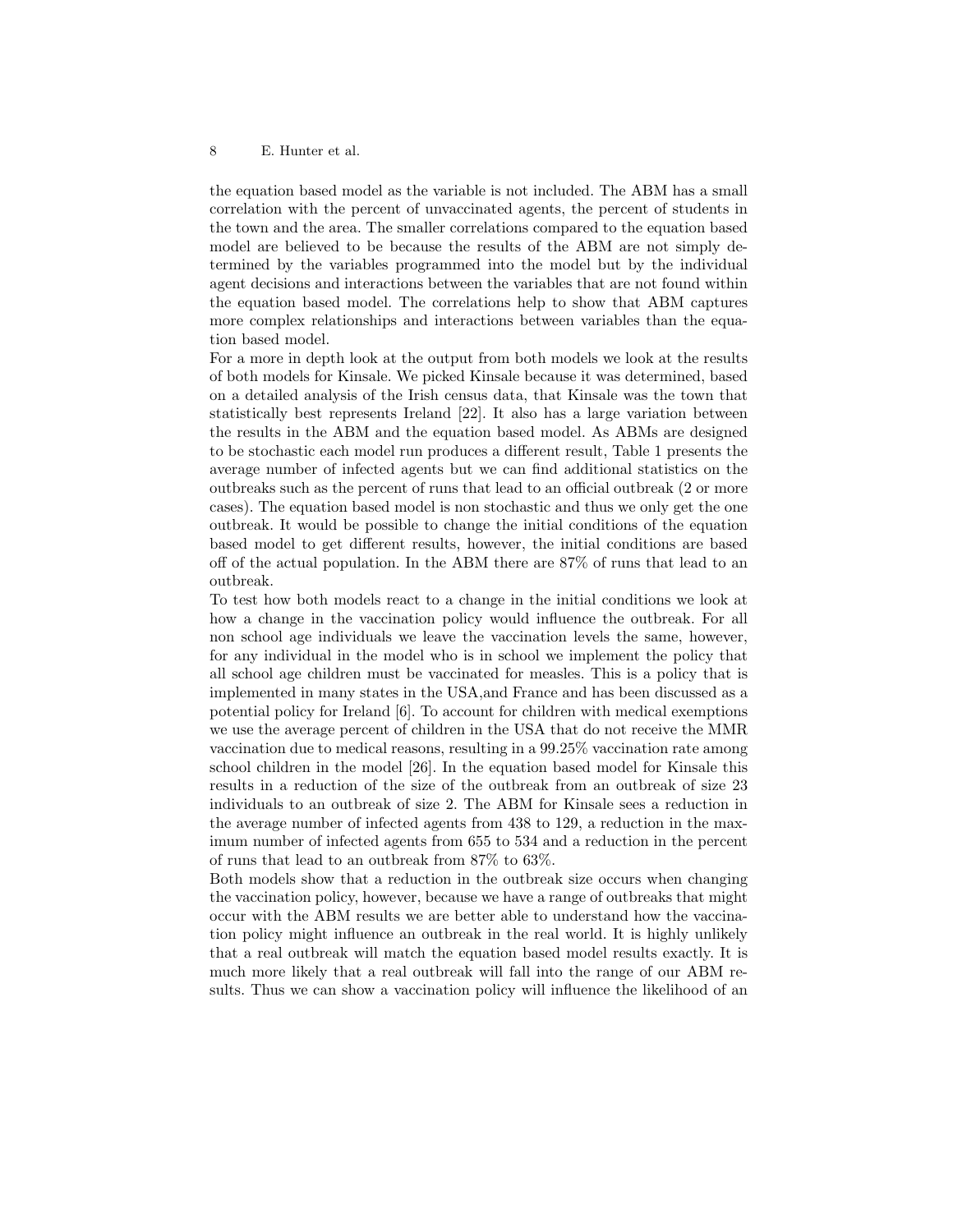the equation based model as the variable is not included. The ABM has a small correlation with the percent of unvaccinated agents, the percent of students in the town and the area. The smaller correlations compared to the equation based model are believed to be because the results of the ABM are not simply determined by the variables programmed into the model but by the individual agent decisions and interactions between the variables that are not found within the equation based model. The correlations help to show that ABM captures more complex relationships and interactions between variables than the equation based model.

For a more in depth look at the output from both models we look at the results of both models for Kinsale. We picked Kinsale because it was determined, based on a detailed analysis of the Irish census data, that Kinsale was the town that statistically best represents Ireland [22]. It also has a large variation between the results in the ABM and the equation based model. As ABMs are designed to be stochastic each model run produces a different result, Table 1 presents the average number of infected agents but we can find additional statistics on the outbreaks such as the percent of runs that lead to an official outbreak (2 or more cases). The equation based model is non stochastic and thus we only get the one outbreak. It would be possible to change the initial conditions of the equation based model to get different results, however, the initial conditions are based off of the actual population. In the ABM there are 87% of runs that lead to an outbreak.

To test how both models react to a change in the initial conditions we look at how a change in the vaccination policy would influence the outbreak. For all non school age individuals we leave the vaccination levels the same, however, for any individual in the model who is in school we implement the policy that all school age children must be vaccinated for measles. This is a policy that is implemented in many states in the USA,and France and has been discussed as a potential policy for Ireland [6]. To account for children with medical exemptions we use the average percent of children in the USA that do not receive the MMR vaccination due to medical reasons, resulting in a 99.25% vaccination rate among school children in the model [26]. In the equation based model for Kinsale this results in a reduction of the size of the outbreak from an outbreak of size 23 individuals to an outbreak of size 2. The ABM for Kinsale sees a reduction in the average number of infected agents from 438 to 129, a reduction in the maximum number of infected agents from 655 to 534 and a reduction in the percent of runs that lead to an outbreak from 87% to 63%.

Both models show that a reduction in the outbreak size occurs when changing the vaccination policy, however, because we have a range of outbreaks that might occur with the ABM results we are better able to understand how the vaccination policy might influence an outbreak in the real world. It is highly unlikely that a real outbreak will match the equation based model results exactly. It is much more likely that a real outbreak will fall into the range of our ABM results. Thus we can show a vaccination policy will influence the likelihood of an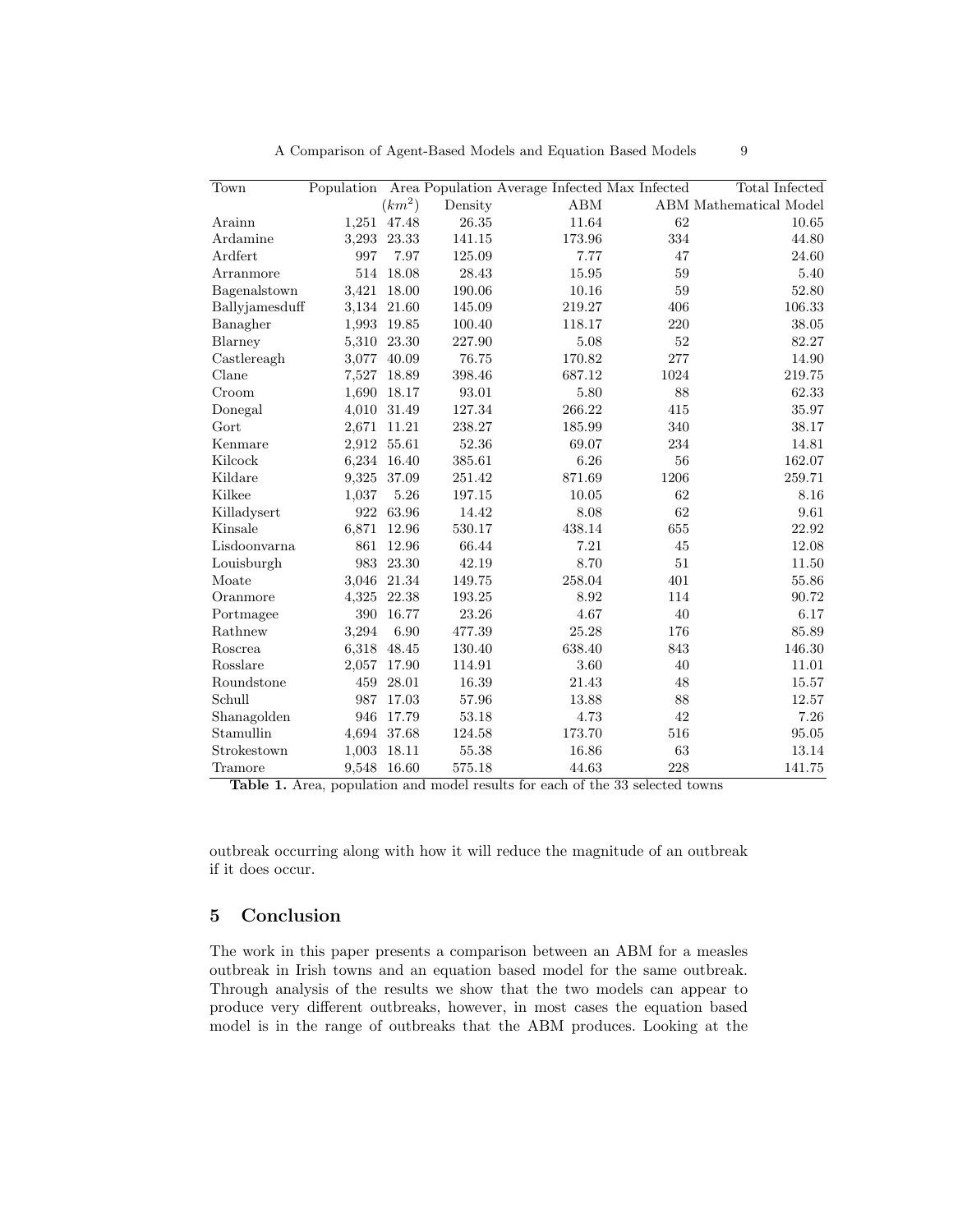| Town | Population | Area ($km^2$) | Population Density | Average Infected ABM | Max Infected ABM | Total Infected Mathematical Model |
|---|---|---|---|---|---|---|
| Arainn | 1,251 | 47.48 | 26.35 | 11.64 | 62 | 10.65 |
| Ardamine | 3,293 | 23.33 | 141.15 | 173.96 | 334 | 44.80 |
| Ardfert | 997 | 7.97 | 125.09 | 7.77 | 47 | 24.60 |
| Arranmore | 514 | 18.08 | 28.43 | 15.95 | 59 | 5.40 |
| Bagenalstown | 3,421 | 18.00 | 190.06 | 10.16 | 59 | 52.80 |
| Ballyjamesduff | 3,134 | 21.60 | 145.09 | 219.27 | 406 | 106.33 |
| Banagher | 1,993 | 19.85 | 100.40 | 118.17 | 220 | 38.05 |
| Blarney | 5,310 | 23.30 | 227.90 | 5.08 | 52 | 82.27 |
| Castlereagh | 3,077 | 40.09 | 76.75 | 170.82 | 277 | 14.90 |
| Clane | 7,527 | 18.89 | 398.46 | 687.12 | 1024 | 219.75 |
| Croom | 1,690 | 18.17 | 93.01 | 5.80 | 88 | 62.33 |
| Donegal | 4,010 | 31.49 | 127.34 | 266.22 | 415 | 35.97 |
| Gort | 2,671 | 11.21 | 238.27 | 185.99 | 340 | 38.17 |
| Kenmare | 2,912 | 55.61 | 52.36 | 69.07 | 234 | 14.81 |
| Kilcock | 6,234 | 16.40 | 385.61 | 6.26 | 56 | 162.07 |
| Kildare | 9,325 | 37.09 | 251.42 | 871.69 | 1206 | 259.71 |
| Kilkee | 1,037 | 5.26 | 197.15 | 10.05 | 62 | 8.16 |
| Killadysert | 922 | 63.96 | 14.42 | 8.08 | 62 | 9.61 |
| Kinsale | 6,871 | 12.96 | 530.17 | 438.14 | 655 | 22.92 |
| Lisdoonvarna | 861 | 12.96 | 66.44 | 7.21 | 45 | 12.08 |
| Louisburgh | 983 | 23.30 | 42.19 | 8.70 | 51 | 11.50 |
| Moate | 3,046 | 21.34 | 149.75 | 258.04 | 401 | 55.86 |
| Oranmore | 4,325 | 22.38 | 193.25 | 8.92 | 114 | 90.72 |
| Portmagee | 390 | 16.77 | 23.26 | 4.67 | 40 | 6.17 |
| Rathnew | 3,294 | 6.90 | 477.39 | 25.28 | 176 | 85.89 |
| Roscrea | 6,318 | 48.45 | 130.40 | 638.40 | 843 | 146.30 |
| Rosslare | 2,057 | 17.90 | 114.91 | 3.60 | 40 | 11.01 |
| Roundstone | 459 | 28.01 | 16.39 | 21.43 | 48 | 15.57 |
| Schull | 987 | 17.03 | 57.96 | 13.88 | 88 | 12.57 |
| Shanagolden | 946 | 17.79 | 53.18 | 4.73 | 42 | 7.26 |
| Stamullin | 4,694 | 37.68 | 124.58 | 173.70 | 516 | 95.05 |
| Strokestown | 1,003 | 18.11 | 55.38 | 16.86 | 63 | 13.14 |
| Tramore | 9,548 | 16.60 | 575.18 | 44.63 | 228 | 141.75 |

**Table 1.** Area, population and model results for each of the 33 selected towns

outbreak occurring along with how it will reduce the magnitude of an outbreak if it does occur.

## 5 Conclusion

The work in this paper presents a comparison between an ABM for a measles outbreak in Irish towns and an equation based model for the same outbreak. Through analysis of the results we show that the two models can appear to produce very different outbreaks, however, in most cases the equation based model is in the range of outbreaks that the ABM produces. Looking at the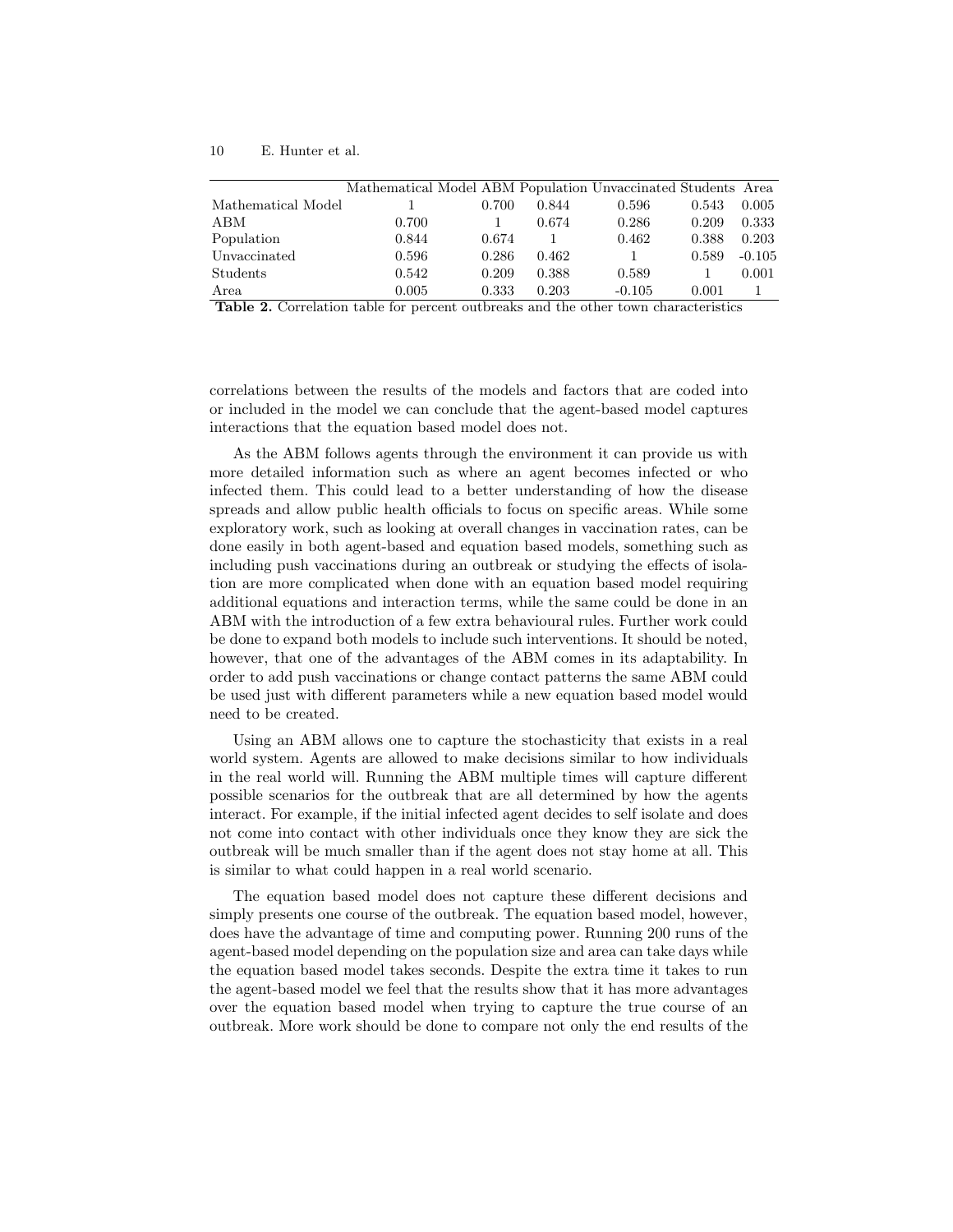| | Mathematical Model | ABM | Population | Unvaccinated | Students | Area |
|---|---|---|---|---|---|---|
| Mathematical Model | 1 | 0.700 | 0.844 | 0.596 | 0.543 | 0.005 |
| ABM | 0.700 | 1 | 0.674 | 0.286 | 0.209 | 0.333 |
| Population | 0.844 | 0.674 | 1 | 0.462 | 0.388 | 0.203 |
| Unvaccinated | 0.596 | 0.286 | 0.462 | 1 | 0.589 | -0.105 |
| Students | 0.542 | 0.209 | 0.388 | 0.589 | 1 | 0.001 |
| Area | 0.005 | 0.333 | 0.203 | -0.105 | 0.001 | 1 |

**Table 2.** Correlation table for percent outbreaks and the other town characteristics

correlations between the results of the models and factors that are coded into or included in the model we can conclude that the agent-based model captures interactions that the equation based model does not.

As the ABM follows agents through the environment it can provide us with more detailed information such as where an agent becomes infected or who infected them. This could lead to a better understanding of how the disease spreads and allow public health officials to focus on specific areas. While some exploratory work, such as looking at overall changes in vaccination rates, can be done easily in both agent-based and equation based models, something such as including push vaccinations during an outbreak or studying the effects of isolation are more complicated when done with an equation based model requiring additional equations and interaction terms, while the same could be done in an ABM with the introduction of a few extra behavioural rules. Further work could be done to expand both models to include such interventions. It should be noted, however, that one of the advantages of the ABM comes in its adaptability. In order to add push vaccinations or change contact patterns the same ABM could be used just with different parameters while a new equation based model would need to be created.

Using an ABM allows one to capture the stochasticity that exists in a real world system. Agents are allowed to make decisions similar to how individuals in the real world will. Running the ABM multiple times will capture different possible scenarios for the outbreak that are all determined by how the agents interact. For example, if the initial infected agent decides to self isolate and does not come into contact with other individuals once they know they are sick the outbreak will be much smaller than if the agent does not stay home at all. This is similar to what could happen in a real world scenario.

The equation based model does not capture these different decisions and simply presents one course of the outbreak. The equation based model, however, does have the advantage of time and computing power. Running 200 runs of the agent-based model depending on the population size and area can take days while the equation based model takes seconds. Despite the extra time it takes to run the agent-based model we feel that the results show that it has more advantages over the equation based model when trying to capture the true course of an outbreak. More work should be done to compare not only the end results of the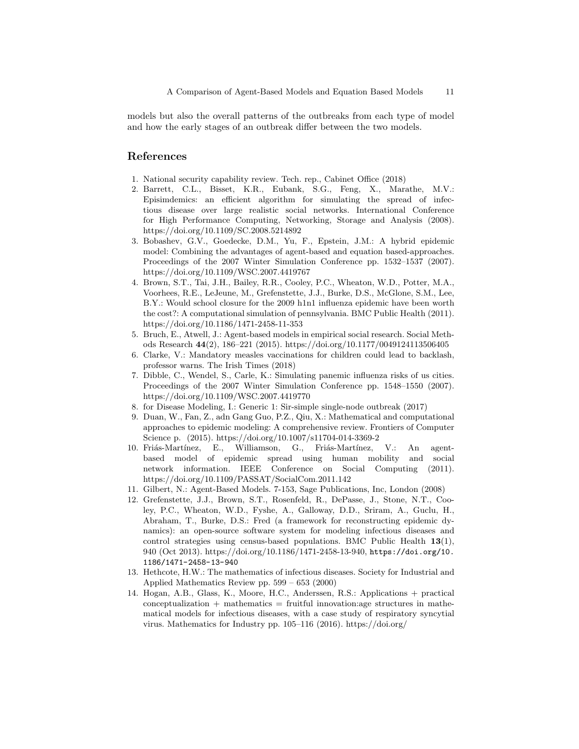models but also the overall patterns of the outbreaks from each type of model and how the early stages of an outbreak differ between the two models.

## References

1. National security capability review. Tech. rep., Cabinet Office (2018)
2. Barrett, C.L., Bisset, K.R., Eubank, S.G., Feng, X., Marathe, M.V.: Episimdemics: an efficient algorithm for simulating the spread of infectious disease over large realistic social networks. International Conference for High Performance Computing, Networking, Storage and Analysis (2008). https://doi.org/10.1109/SC.2008.5214892
3. Bobashev, G.V., Goedecke, D.M., Yu, F., Epstein, J.M.: A hybrid epidemic model: Combining the advantages of agent-based and equation based-approaches. Proceedings of the 2007 Winter Simulation Conference pp. 1532–1537 (2007). https://doi.org/10.1109/WSC.2007.4419767
4. Brown, S.T., Tai, J.H., Bailey, R.R., Cooley, P.C., Wheaton, W.D., Potter, M.A., Voorhees, R.E., LeJeune, M., Grefenstette, J.J., Burke, D.S., McGlone, S.M., Lee, B.Y.: Would school closure for the 2009 h1n1 influenza epidemic have been worth the cost?: A computational simulation of pennsylvania. BMC Public Health (2011). https://doi.org/10.1186/1471-2458-11-353
5. Bruch, E., Atwell, J.: Agent-based models in empirical social research. Social Methods Research **44**(2), 186–221 (2015). https://doi.org/10.1177/0049124113506405
6. Clarke, V.: Mandatory measles vaccinations for children could lead to backlash, professor warns. The Irish Times (2018)
7. Dibble, C., Wendel, S., Carle, K.: Simulating panemic influenza risks of us cities. Proceedings of the 2007 Winter Simulation Conference pp. 1548–1550 (2007). https://doi.org/10.1109/WSC.2007.4419770
8. for Disease Modeling, I.: Generic 1: Sir-simple single-node outbreak (2017)
9. Duan, W., Fan, Z., adn Gang Guo, P.Z., Qiu, X.: Mathematical and computational approaches to epidemic modeling: A comprehensive review. Frontiers of Computer Science p. (2015). https://doi.org/10.1007/s11704-014-3369-2
10. Friás-Martínez, E., Williamson, G., Friás-Martínez, V.: An agent-based model of epidemic spread using human mobility and social network information. IEEE Conference on Social Computing (2011). https://doi.org/10.1109/PASSAT/SocialCom.2011.142
11. Gilbert, N.: Agent-Based Models. 7-153, Sage Publications, Inc, London (2008)
12. Grefenstette, J.J., Brown, S.T., Rosenfeld, R., DePasse, J., Stone, N.T., Cooley, P.C., Wheaton, W.D., Fyshe, A., Galloway, D.D., Sriram, A., Guclu, H., Abraham, T., Burke, D.S.: Fred (a framework for reconstructing epidemic dynamics): an open-source software system for modeling infectious diseases and control strategies using census-based populations. BMC Public Health **13**(1), 940 (Oct 2013). https://doi.org/10.1186/1471-2458-13-940, `https://doi.org/10.1186/1471-2458-13-940`
13. Hethcote, H.W.: The mathematics of infectious diseases. Society for Industrial and Applied Mathematics Review pp. 599 – 653 (2000)
14. Hogan, A.B., Glass, K., Moore, H.C., Anderssen, R.S.: Applications + practical conceptualization + mathematics = fruitful innovation:age structures in mathematical models for infectious diseases, with a case study of respiratory syncytial virus. Mathematics for Industry pp. 105–116 (2016). https://doi.org/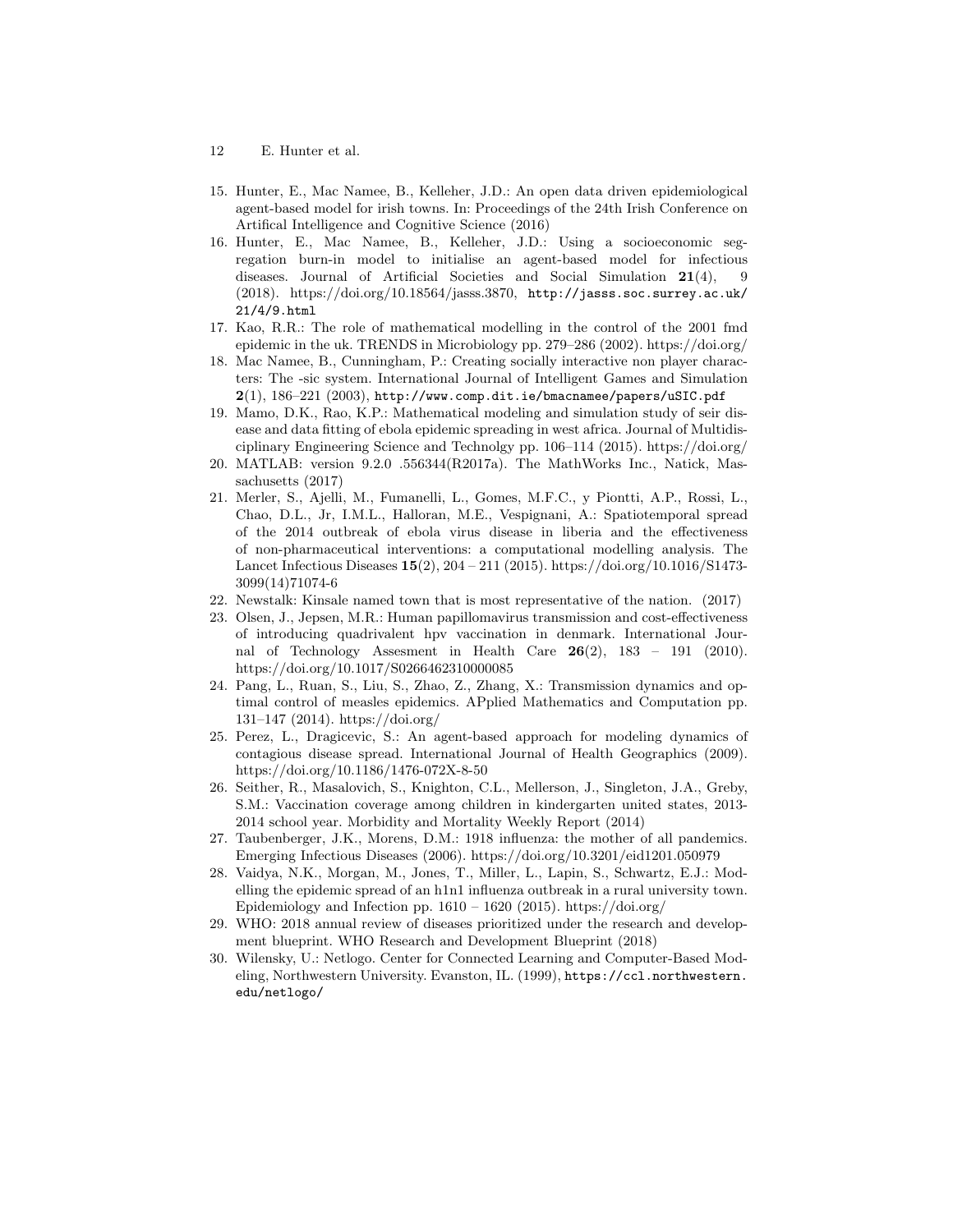15. Hunter, E., Mac Namee, B., Kelleher, J.D.: An open data driven epidemiological agent-based model for irish towns. In: Proceedings of the 24th Irish Conference on Artifical Intelligence and Cognitive Science (2016)
16. Hunter, E., Mac Namee, B., Kelleher, J.D.: Using a socioeconomic segregation burn-in model to initialise an agent-based model for infectious diseases. Journal of Artificial Societies and Social Simulation **21**(4), 9 (2018). https://doi.org/10.18564/jasss.3870, http://jasss.soc.surrey.ac.uk/21/4/9.html
17. Kao, R.R.: The role of mathematical modelling in the control of the 2001 fmd epidemic in the uk. TRENDS in Microbiology pp. 279–286 (2002). https://doi.org/
18. Mac Namee, B., Cunningham, P.: Creating socially interactive non player characters: The -sic system. International Journal of Intelligent Games and Simulation **2**(1), 186–221 (2003), http://www.comp.dit.ie/bmacnamee/papers/uSIC.pdf
19. Mamo, D.K., Rao, K.P.: Mathematical modeling and simulation study of seir disease and data fitting of ebola epidemic spreading in west africa. Journal of Multidisciplinary Engineering Science and Technolgy pp. 106–114 (2015). https://doi.org/
20. MATLAB: version 9.2.0 .556344(R2017a). The MathWorks Inc., Natick, Massachusetts (2017)
21. Merler, S., Ajelli, M., Fumanelli, L., Gomes, M.F.C., y Piontti, A.P., Rossi, L., Chao, D.L., Jr, I.M.L., Halloran, M.E., Vespignani, A.: Spatiotemporal spread of the 2014 outbreak of ebola virus disease in liberia and the effectiveness of non-pharmaceutical interventions: a computational modelling analysis. The Lancet Infectious Diseases **15**(2), 204 – 211 (2015). https://doi.org/10.1016/S1473-3099(14)71074-6
22. Newstalk: Kinsale named town that is most representative of the nation. (2017)
23. Olsen, J., Jepsen, M.R.: Human papillomavirus transmission and cost-effectiveness of introducing quadrivalent hpv vaccination in denmark. International Journal of Technology Assesment in Health Care **26**(2), 183 – 191 (2010). https://doi.org/10.1017/S0266462310000085
24. Pang, L., Ruan, S., Liu, S., Zhao, Z., Zhang, X.: Transmission dynamics and optimal control of measles epidemics. APplied Mathematics and Computation pp. 131–147 (2014). https://doi.org/
25. Perez, L., Dragicevic, S.: An agent-based approach for modeling dynamics of contagious disease spread. International Journal of Health Geographics (2009). https://doi.org/10.1186/1476-072X-8-50
26. Seither, R., Masalovich, S., Knighton, C.L., Mellerson, J., Singleton, J.A., Greby, S.M.: Vaccination coverage among children in kindergarten united states, 2013-2014 school year. Morbidity and Mortality Weekly Report (2014)
27. Taubenberger, J.K., Morens, D.M.: 1918 influenza: the mother of all pandemics. Emerging Infectious Diseases (2006). https://doi.org/10.3201/eid1201.050979
28. Vaidya, N.K., Morgan, M., Jones, T., Miller, L., Lapin, S., Schwartz, E.J.: Modelling the epidemic spread of an h1n1 influenza outbreak in a rural university town. Epidemiology and Infection pp. 1610 – 1620 (2015). https://doi.org/
29. WHO: 2018 annual review of diseases prioritized under the research and development blueprint. WHO Research and Development Blueprint (2018)
30. Wilensky, U.: Netlogo. Center for Connected Learning and Computer-Based Modeling, Northwestern University. Evanston, IL. (1999), https://ccl.northwestern.edu/netlogo/